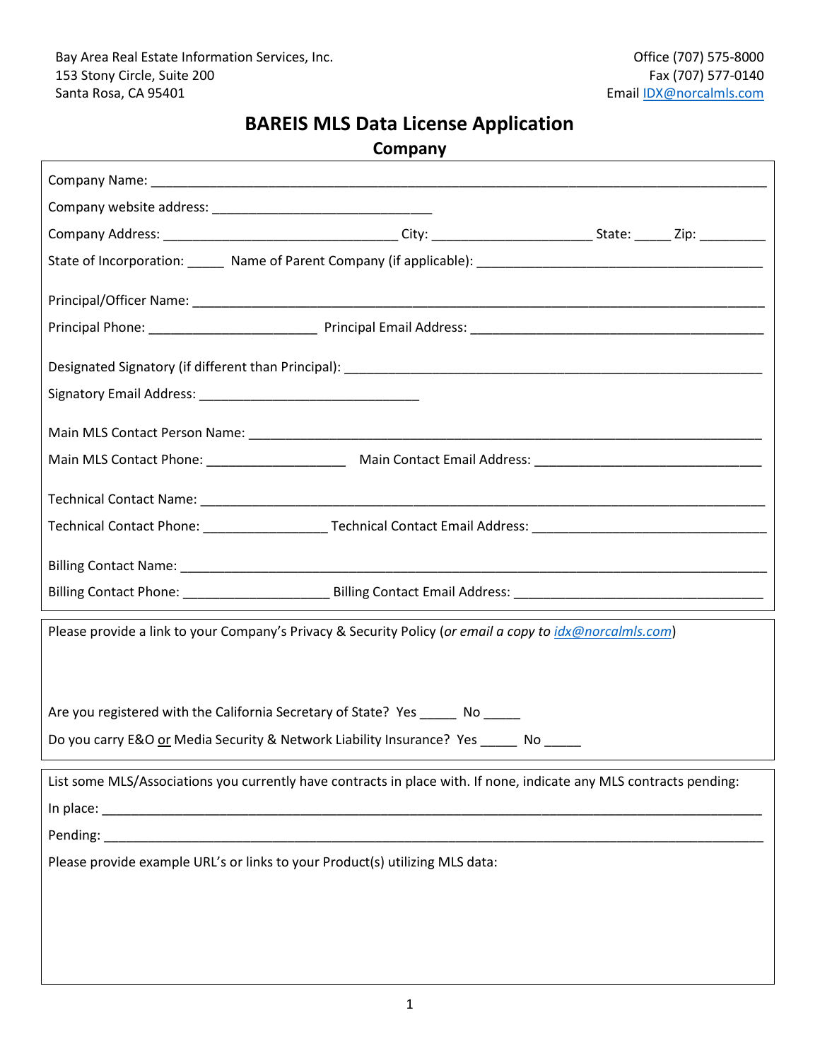Bay Area Real Estate Information Services, Inc.
153 Stony Circle, Suite 200
Santa Rosa, CA 95401

Office (707) 575-8000
Fax (707) 577-0140
Email [IDX@norcalmls.com](mailto:IDX@norcalmls.com)

# BAREIS MLS Data License Application

## Company

Company Name: ______________________________________________________________________________

Company website address: ______________________________

Company Address: ________________________________ City: _____________________ State: _____ Zip: _________

State of Incorporation: _____ Name of Parent Company (if applicable): _______________________________________

Principal/Officer Name: __________________________________________________________________________

Principal Phone: _______________________ Principal Email Address: ________________________________________

Designated Signatory (if different than Principal): ________________________________________________________

Signatory Email Address: ______________________________

Main MLS Contact Person Name: ___________________________________________________________________

Main MLS Contact Phone: ___________________ Main Contact Email Address: _______________________________

Technical Contact Name: __________________________________________________________________________

Technical Contact Phone: _________________ Technical Contact Email Address: ________________________________

Billing Contact Name: ____________________________________________________________________________

Billing Contact Phone: ____________________ Billing Contact Email Address: __________________________________

Please provide a link to your Company's Privacy & Security Policy (*or email a copy to [idx@norcalmls.com](mailto:idx@norcalmls.com)*)

Are you registered with the California Secretary of State? Yes _____ No _____

Do you carry E&O or Media Security & Network Liability Insurance? Yes _____ No _____

List some MLS/Associations you currently have contracts in place with. If none, indicate any MLS contracts pending:

In place: ______________________________________________________________________________________

Pending: ______________________________________________________________________________________

Please provide example URL's or links to your Product(s) utilizing MLS data: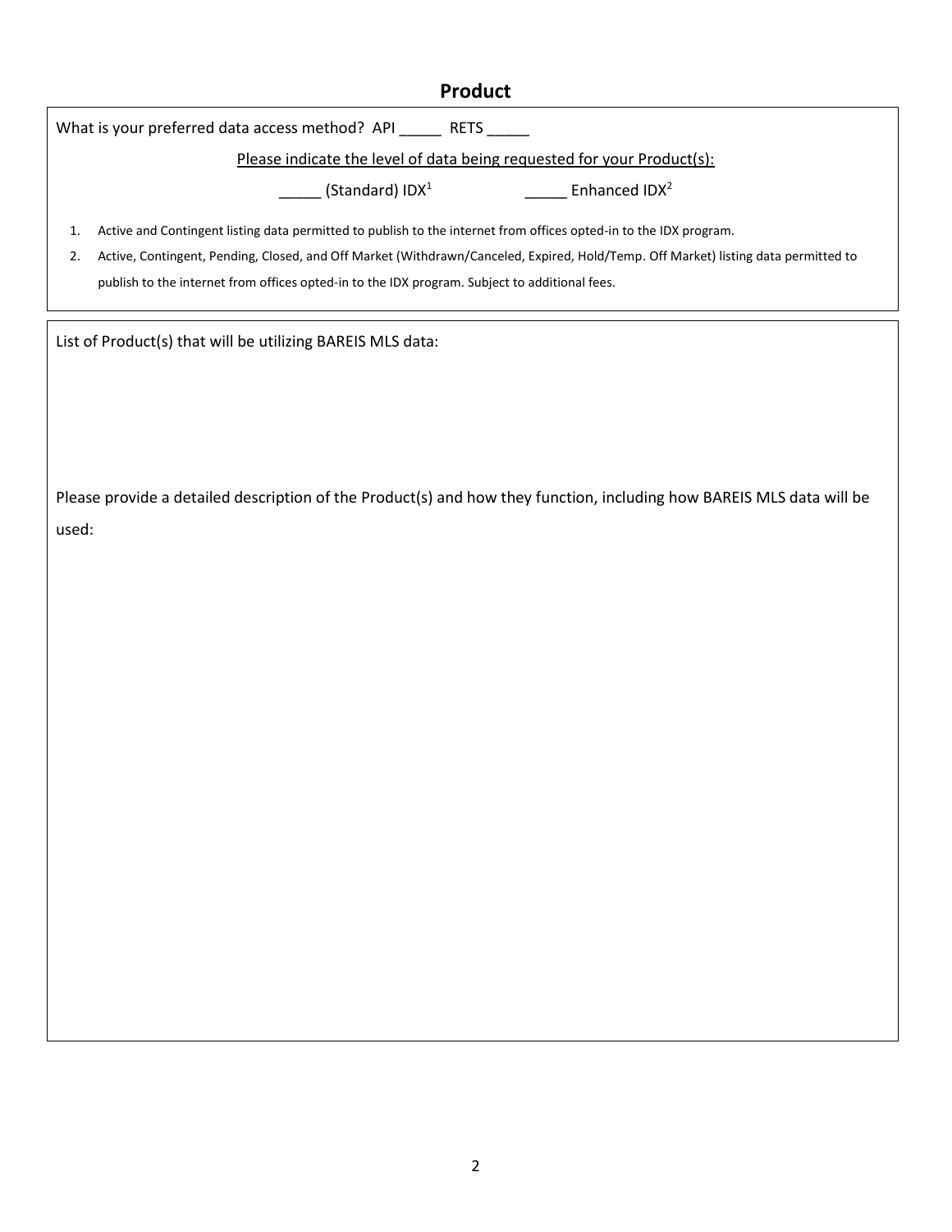## Product

What is your preferred data access method? API _____ RETS _____

Please indicate the level of data being requested for your Product(s):

_____ (Standard) IDX[1] _____ Enhanced IDX[2]

1. Active and Contingent listing data permitted to publish to the internet from offices opted-in to the IDX program.
2. Active, Contingent, Pending, Closed, and Off Market (Withdrawn/Canceled, Expired, Hold/Temp. Off Market) listing data permitted to publish to the internet from offices opted-in to the IDX program. Subject to additional fees.

List of Product(s) that will be utilizing BAREIS MLS data:

Please provide a detailed description of the Product(s) and how they function, including how BAREIS MLS data will be used: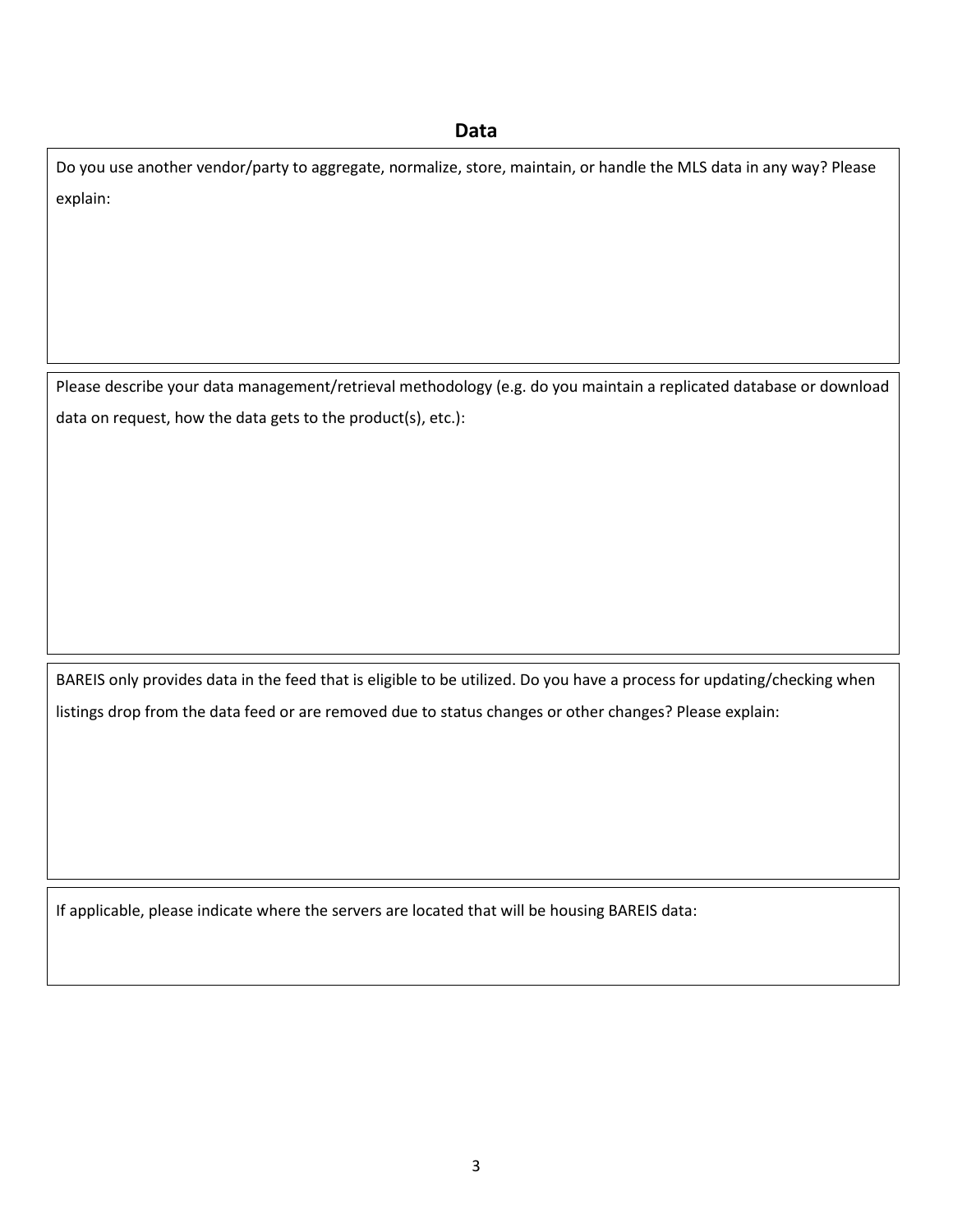## Data

Do you use another vendor/party to aggregate, normalize, store, maintain, or handle the MLS data in any way? Please explain:

Please describe your data management/retrieval methodology (e.g. do you maintain a replicated database or download data on request, how the data gets to the product(s), etc.):

BAREIS only provides data in the feed that is eligible to be utilized. Do you have a process for updating/checking when listings drop from the data feed or are removed due to status changes or other changes? Please explain:

If applicable, please indicate where the servers are located that will be housing BAREIS data: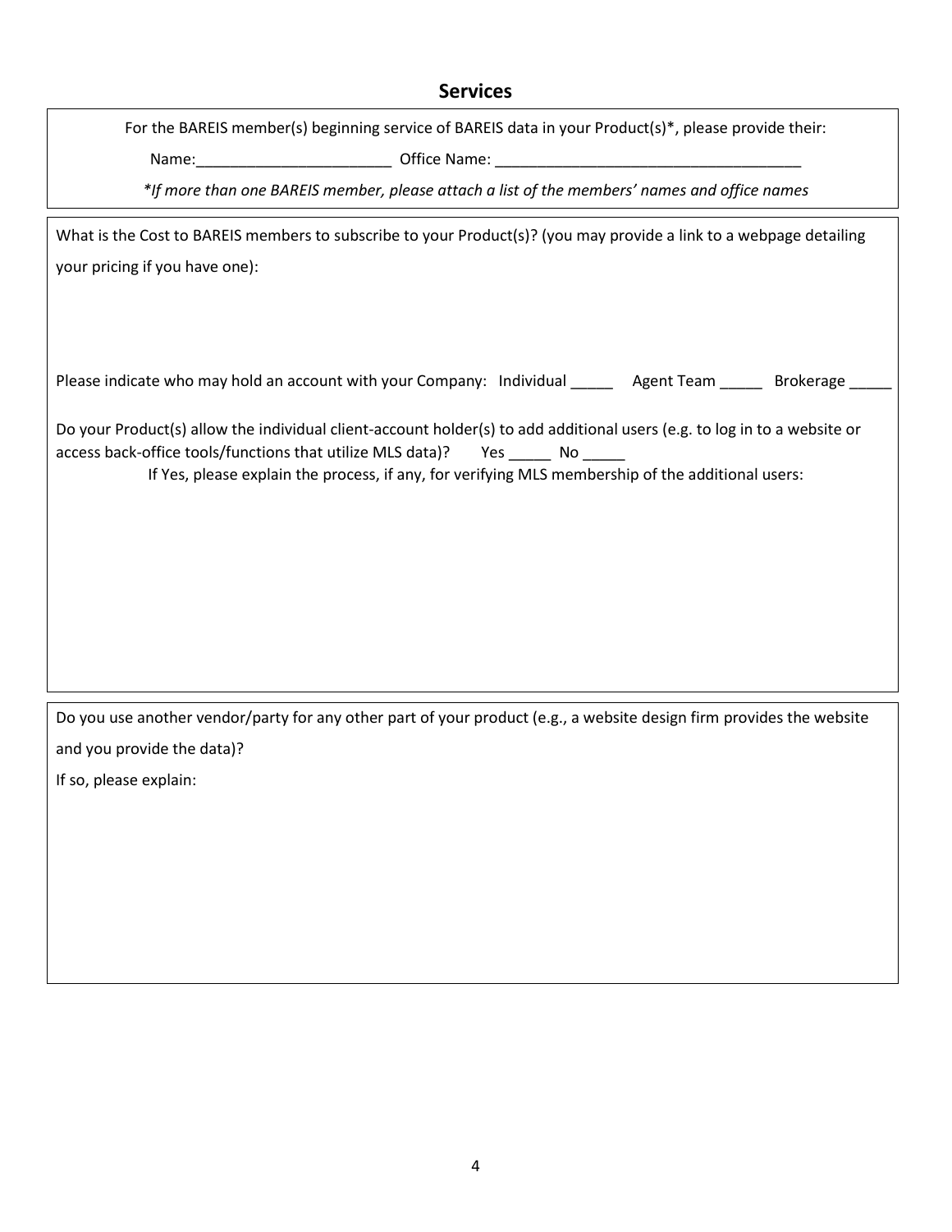## Services

For the BAREIS member(s) beginning service of BAREIS data in your Product(s)*, please provide their:

Name:_______________________ Office Name: ____________________________________

*\*If more than one BAREIS member, please attach a list of the members' names and office names*

What is the Cost to BAREIS members to subscribe to your Product(s)? (you may provide a link to a webpage detailing your pricing if you have one):

Please indicate who may hold an account with your Company: Individual _____ Agent Team _____ Brokerage _____

Do your Product(s) allow the individual client-account holder(s) to add additional users (e.g. to log in to a website or access back-office tools/functions that utilize MLS data)? Yes _____ No _____

If Yes, please explain the process, if any, for verifying MLS membership of the additional users:

Do you use another vendor/party for any other part of your product (e.g., a website design firm provides the website and you provide the data)?

If so, please explain: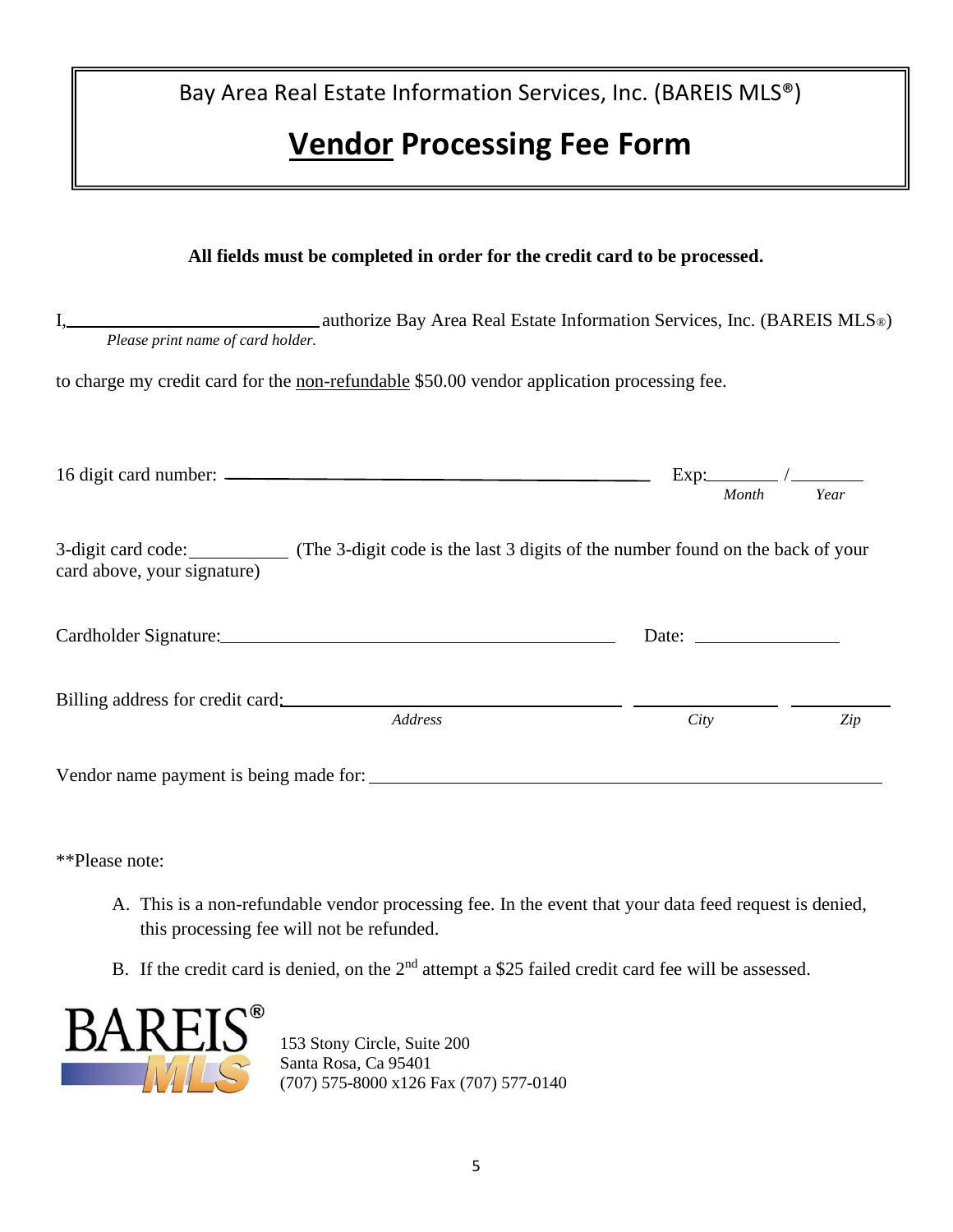Bay Area Real Estate Information Services, Inc. (BAREIS MLS®)

# Vendor Processing Fee Form

**All fields must be completed in order for the credit card to be processed.**

I,____________________________ authorize Bay Area Real Estate Information Services, Inc. (BAREIS MLS®)
*Please print name of card holder.*

to charge my credit card for the non-refundable $50.00 vendor application processing fee.

16 digit card number: ______________________________________________ Exp:________ /________
*Month* *Year*

3-digit card code:__________ (The 3-digit code is the last 3 digits of the number found on the back of your card above, your signature)

Cardholder Signature:_________________________________________ Date: _______________

Billing address for credit card:_________________________________ _______________ ___________
*Address* *City* *Zip*

Vendor name payment is being made for: _______________________________________________________

**Please note:

A. This is a non-refundable vendor processing fee. In the event that your data feed request is denied, this processing fee will not be refunded.

B. If the credit card is denied, on the 2nd attempt a $25 failed credit card fee will be assessed.

BAREIS® MLS

153 Stony Circle, Suite 200
Santa Rosa, Ca 95401
(707) 575-8000 x126 Fax (707) 577-0140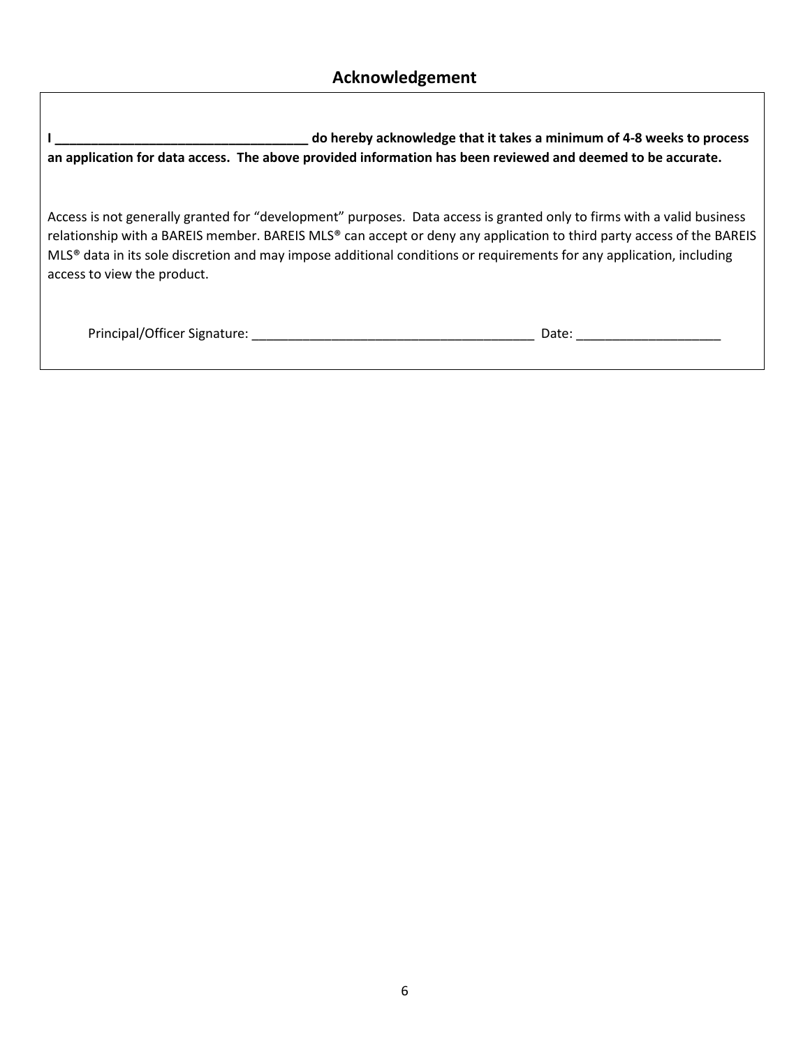## Acknowledgement

**I \_\_\_\_\_\_\_\_\_\_\_\_\_\_\_\_\_\_\_\_\_\_\_\_\_\_\_\_\_\_\_\_\_\_ do hereby acknowledge that it takes a minimum of 4-8 weeks to process an application for data access. The above provided information has been reviewed and deemed to be accurate.**

Access is not generally granted for "development" purposes. Data access is granted only to firms with a valid business relationship with a BAREIS member. BAREIS MLS® can accept or deny any application to third party access of the BAREIS MLS® data in its sole discretion and may impose additional conditions or requirements for any application, including access to view the product.

Principal/Officer Signature: \_\_\_\_\_\_\_\_\_\_\_\_\_\_\_\_\_\_\_\_\_\_\_\_\_\_\_\_\_\_\_\_\_\_\_\_\_\_\_ Date: \_\_\_\_\_\_\_\_\_\_\_\_\_\_\_\_\_\_\_\_